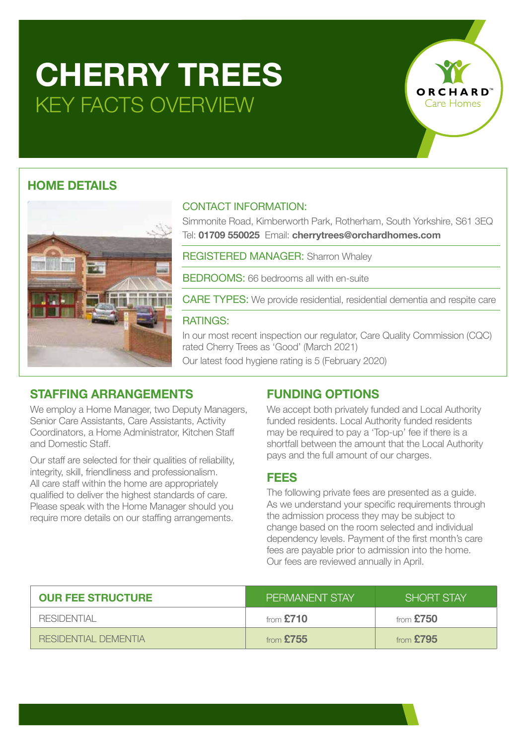# CHERRY TREES
## KEY FACTS OVERVIEW

ORCHARD™ Care Homes

## HOME DETAILS

**CONTACT INFORMATION:**

Simmonite Road, Kimberworth Park, Rotherham, South Yorkshire, S61 3EQ
Tel: **01709 550025** Email: **cherrytrees@orchardhomes.com**

**REGISTERED MANAGER:** Sharron Whaley

**BEDROOMS:** 66 bedrooms all with en-suite

**CARE TYPES:** We provide residential, residential dementia and respite care

**RATINGS:**

In our most recent inspection our regulator, Care Quality Commission (CQC) rated Cherry Trees as 'Good' (March 2021)

Our latest food hygiene rating is 5 (February 2020)

## STAFFING ARRANGEMENTS

We employ a Home Manager, two Deputy Managers, Senior Care Assistants, Care Assistants, Activity Coordinators, a Home Administrator, Kitchen Staff and Domestic Staff.

Our staff are selected for their qualities of reliability, integrity, skill, friendliness and professionalism. All care staff within the home are appropriately qualified to deliver the highest standards of care. Please speak with the Home Manager should you require more details on our staffing arrangements.

## FUNDING OPTIONS

We accept both privately funded and Local Authority funded residents. Local Authority funded residents may be required to pay a 'Top-up' fee if there is a shortfall between the amount that the Local Authority pays and the full amount of our charges.

## FEES

The following private fees are presented as a guide. As we understand your specific requirements through the admission process they may be subject to change based on the room selected and individual dependency levels. Payment of the first month's care fees are payable prior to admission into the home. Our fees are reviewed annually in April.

| OUR FEE STRUCTURE | PERMANENT STAY | SHORT STAY |
|---|---|---|
| RESIDENTIAL | from **£710** | from **£750** |
| RESIDENTIAL DEMENTIA | from **£755** | from **£795** |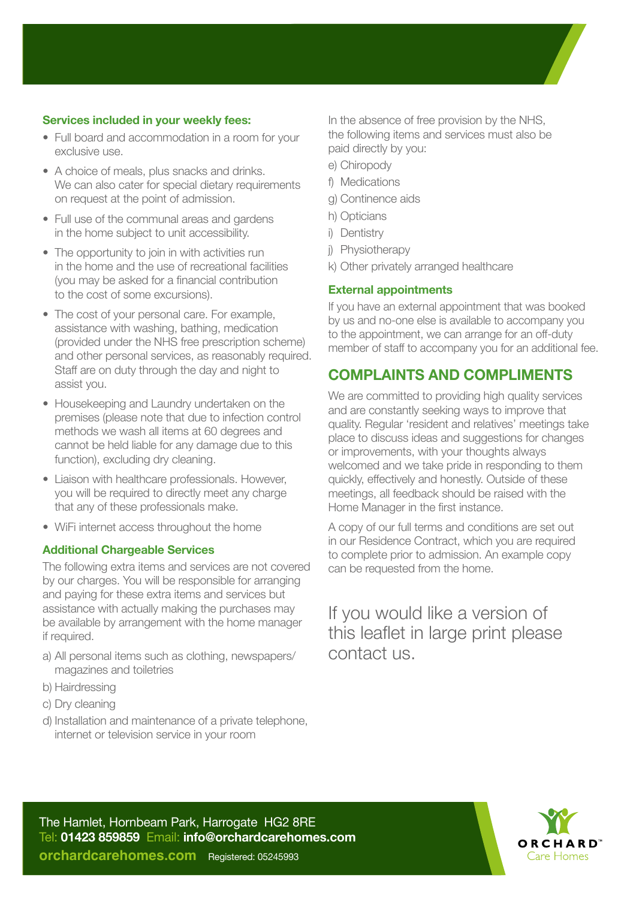### Services included in your weekly fees:

- Full board and accommodation in a room for your exclusive use.
- A choice of meals, plus snacks and drinks. We can also cater for special dietary requirements on request at the point of admission.
- Full use of the communal areas and gardens in the home subject to unit accessibility.
- The opportunity to join in with activities run in the home and the use of recreational facilities (you may be asked for a financial contribution to the cost of some excursions).
- The cost of your personal care. For example, assistance with washing, bathing, medication (provided under the NHS free prescription scheme) and other personal services, as reasonably required. Staff are on duty through the day and night to assist you.
- Housekeeping and Laundry undertaken on the premises (please note that due to infection control methods we wash all items at 60 degrees and cannot be held liable for any damage due to this function), excluding dry cleaning.
- Liaison with healthcare professionals. However, you will be required to directly meet any charge that any of these professionals make.
- WiFi internet access throughout the home

### Additional Chargeable Services

The following extra items and services are not covered by our charges. You will be responsible for arranging and paying for these extra items and services but assistance with actually making the purchases may be available by arrangement with the home manager if required.

a) All personal items such as clothing, newspapers/magazines and toiletries
b) Hairdressing
c) Dry cleaning
d) Installation and maintenance of a private telephone, internet or television service in your room

In the absence of free provision by the NHS, the following items and services must also be paid directly by you:

e) Chiropody
f) Medications
g) Continence aids
h) Opticians
i) Dentistry
j) Physiotherapy
k) Other privately arranged healthcare

### External appointments

If you have an external appointment that was booked by us and no-one else is available to accompany you to the appointment, we can arrange for an off-duty member of staff to accompany you for an additional fee.

## COMPLAINTS AND COMPLIMENTS

We are committed to providing high quality services and are constantly seeking ways to improve that quality. Regular 'resident and relatives' meetings take place to discuss ideas and suggestions for changes or improvements, with your thoughts always welcomed and we take pride in responding to them quickly, effectively and honestly. Outside of these meetings, all feedback should be raised with the Home Manager in the first instance.

A copy of our full terms and conditions are set out in our Residence Contract, which you are required to complete prior to admission. An example copy can be requested from the home.

If you would like a version of this leaflet in large print please contact us.

The Hamlet, Hornbeam Park, Harrogate HG2 8RE
Tel: **01423 859859** Email: **info@orchardcarehomes.com**
**orchardcarehomes.com** Registered: 05245993

ORCHARD™ Care Homes